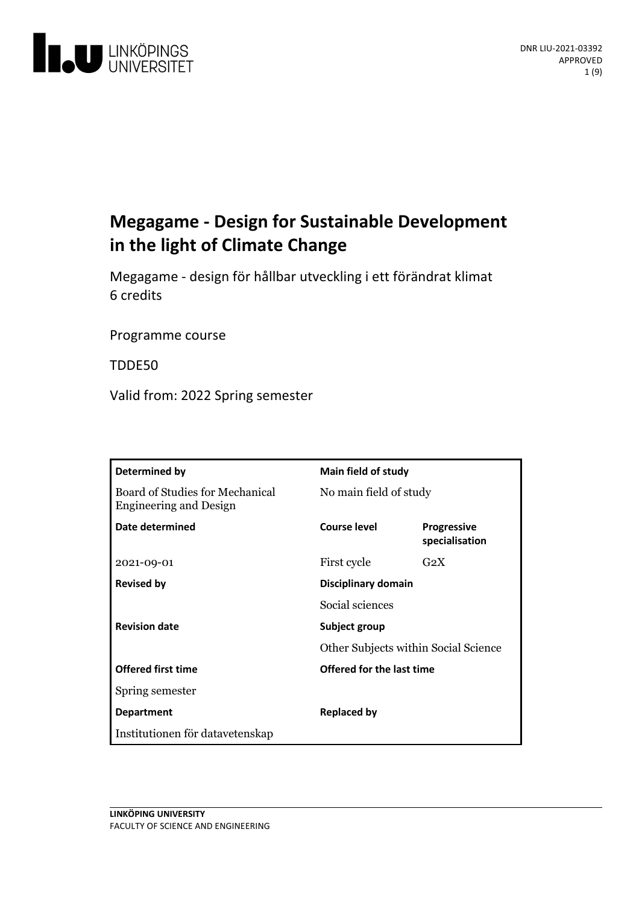DNR LIU-2021-03392
APPROVED

# Megagame - Design for Sustainable Development in the light of Climate Change

Megagame - design för hållbar utveckling i ett förändrat klimat
6 credits

Programme course

TDDE50

Valid from: 2022 Spring semester

| Determined by | Main field of study | |
|---|---|---|
| Board of Studies for Mechanical Engineering and Design | No main field of study | |
| **Date determined** | **Course level** | **Progressive specialisation** |
| 2021-09-01 | First cycle | G2X |
| **Revised by** | **Disciplinary domain** | |
| | Social sciences | |
| **Revision date** | **Subject group** | |
| | Other Subjects within Social Science | |
| **Offered first time** | **Offered for the last time** | |
| Spring semester | | |
| **Department** | **Replaced by** | |
| Institutionen för datavetenskap | | |

LINKÖPING UNIVERSITY
FACULTY OF SCIENCE AND ENGINEERING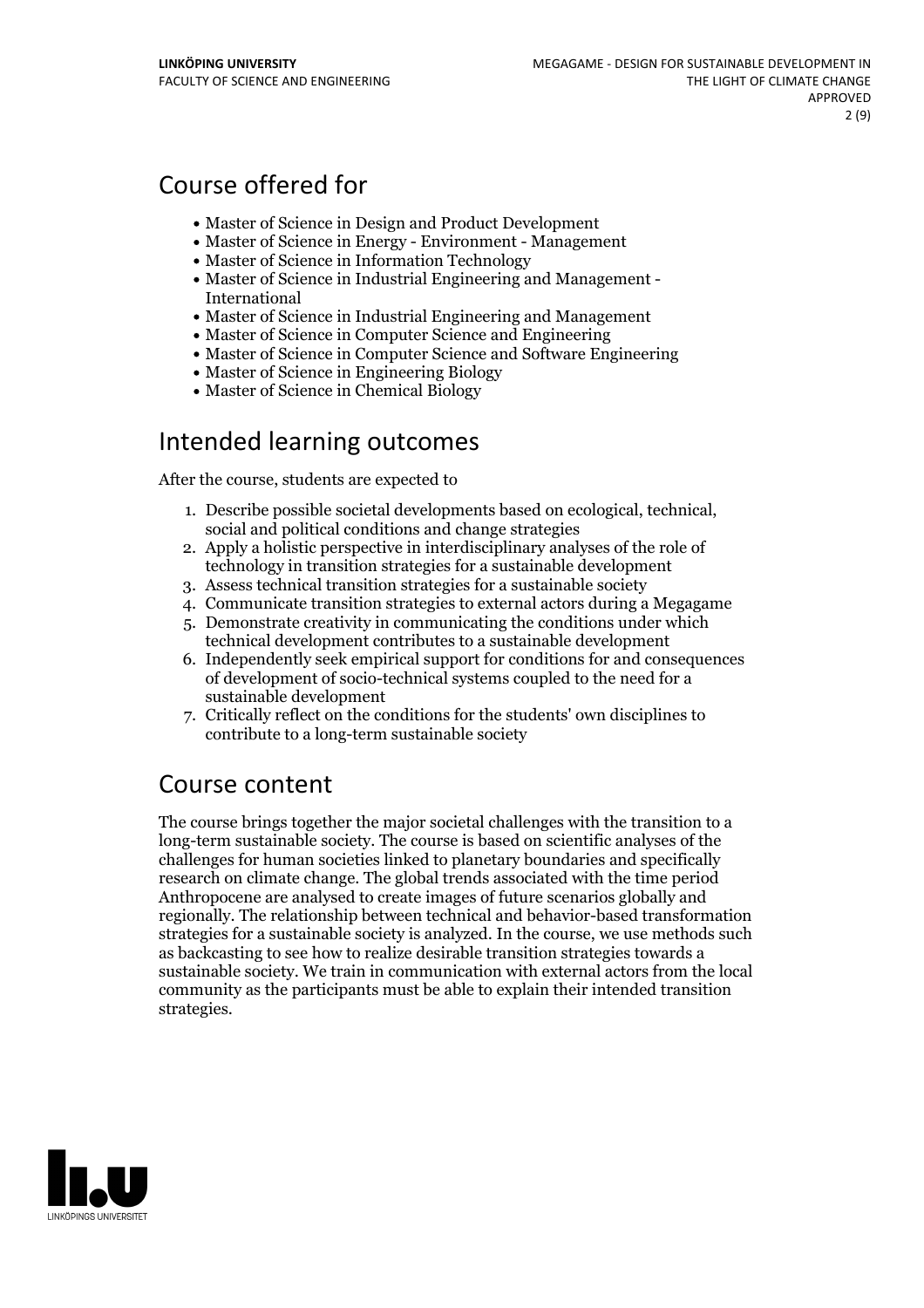## Course offered for

- Master of Science in Design and Product Development
- Master of Science in Energy - Environment - Management
- Master of Science in Information Technology
- Master of Science in Industrial Engineering and Management - International
- Master of Science in Industrial Engineering and Management
- Master of Science in Computer Science and Engineering
- Master of Science in Computer Science and Software Engineering
- Master of Science in Engineering Biology
- Master of Science in Chemical Biology

## Intended learning outcomes

After the course, students are expected to

1. Describe possible societal developments based on ecological, technical, social and political conditions and change strategies
2. Apply a holistic perspective in interdisciplinary analyses of the role of technology in transition strategies for a sustainable development
3. Assess technical transition strategies for a sustainable society
4. Communicate transition strategies to external actors during a Megagame
5. Demonstrate creativity in communicating the conditions under which technical development contributes to a sustainable development
6. Independently seek empirical support for conditions for and consequences of development of socio-technical systems coupled to the need for a sustainable development
7. Critically reflect on the conditions for the students' own disciplines to contribute to a long-term sustainable society

## Course content

The course brings together the major societal challenges with the transition to a long-term sustainable society. The course is based on scientific analyses of the challenges for human societies linked to planetary boundaries and specifically research on climate change. The global trends associated with the time period Anthropocene are analysed to create images of future scenarios globally and regionally. The relationship between technical and behavior-based transformation strategies for a sustainable society is analyzed. In the course, we use methods such as backcasting to see how to realize desirable transition strategies towards a sustainable society. We train in communication with external actors from the local community as the participants must be able to explain their intended transition strategies.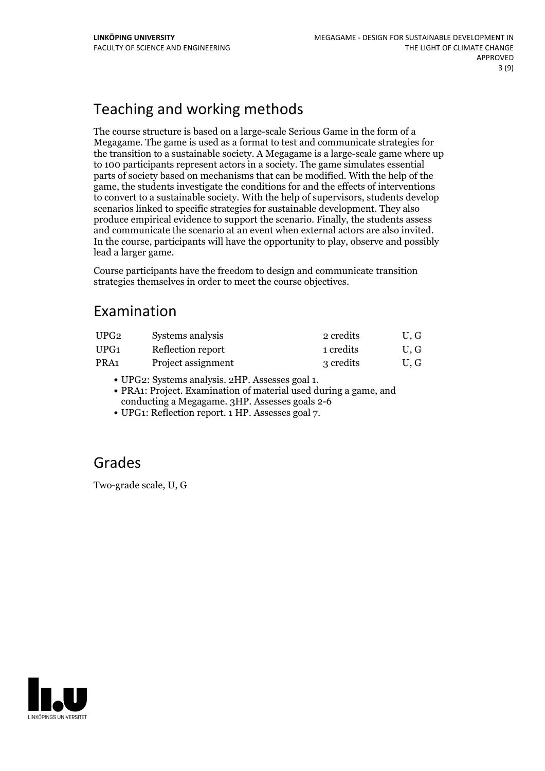## Teaching and working methods

The course structure is based on a large-scale Serious Game in the form of a Megagame. The game is used as a format to test and communicate strategies for the transition to a sustainable society. A Megagame is a large-scale game where up to 100 participants represent actors in a society. The game simulates essential parts of society based on mechanisms that can be modified. With the help of the game, the students investigate the conditions for and the effects of interventions to convert to a sustainable society. With the help of supervisors, students develop scenarios linked to specific strategies for sustainable development. They also produce empirical evidence to support the scenario. Finally, the students assess and communicate the scenario at an event when external actors are also invited. In the course, participants will have the opportunity to play, observe and possibly lead a larger game.

Course participants have the freedom to design and communicate transition strategies themselves in order to meet the course objectives.

## Examination

| | | | |
|---|---|---|---|
| UPG2 | Systems analysis | 2 credits | U, G |
| UPG1 | Reflection report | 1 credits | U, G |
| PRA1 | Project assignment | 3 credits | U, G |

- UPG2: Systems analysis. 2HP. Assesses goal 1.
- PRA1: Project. Examination of material used during a game, and conducting a Megagame. 3HP. Assesses goals 2-6
- UPG1: Reflection report. 1 HP. Assesses goal 7.

## Grades

Two-grade scale, U, G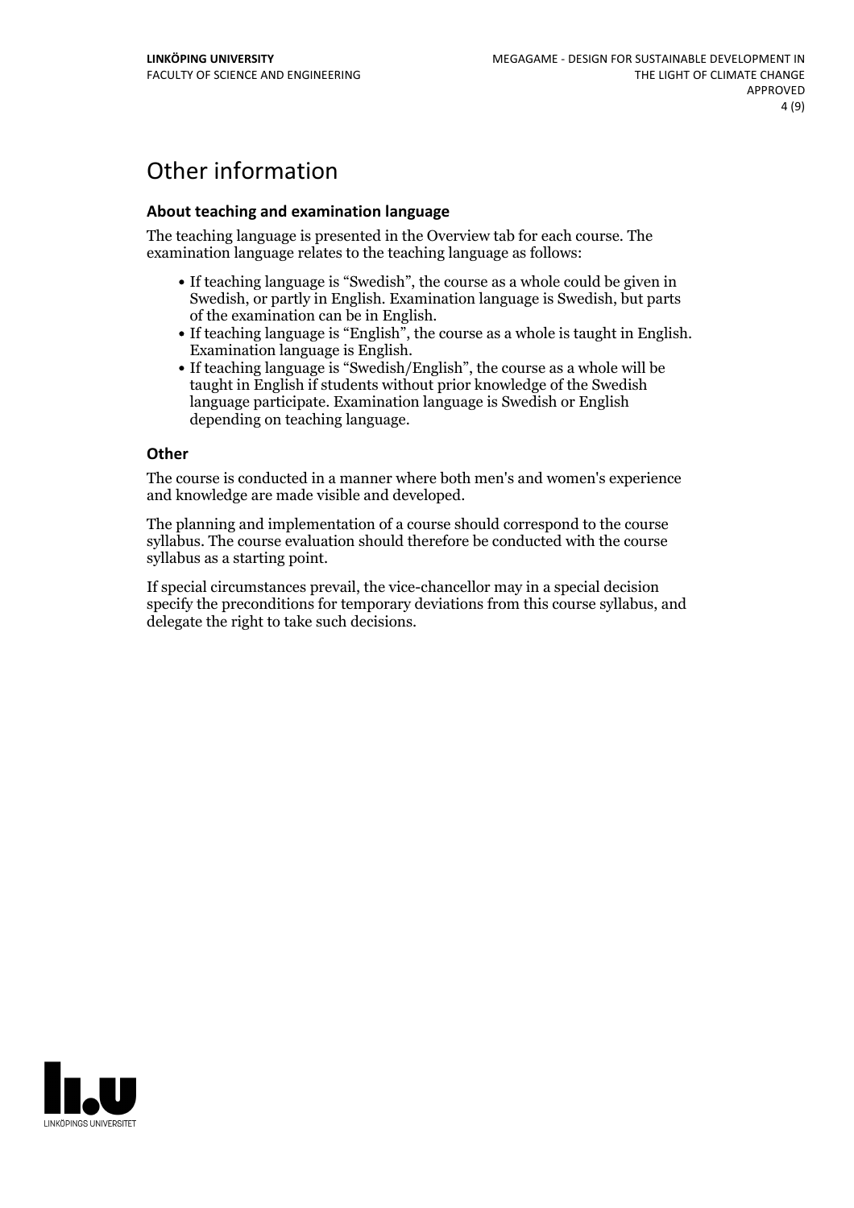# Other information

### About teaching and examination language

The teaching language is presented in the Overview tab for each course. The examination language relates to the teaching language as follows:

- If teaching language is "Swedish", the course as a whole could be given in Swedish, or partly in English. Examination language is Swedish, but parts of the examination can be in English.
- If teaching language is "English", the course as a whole is taught in English. Examination language is English.
- If teaching language is "Swedish/English", the course as a whole will be taught in English if students without prior knowledge of the Swedish language participate. Examination language is Swedish or English depending on teaching language.

### Other

The course is conducted in a manner where both men's and women's experience and knowledge are made visible and developed.

The planning and implementation of a course should correspond to the course syllabus. The course evaluation should therefore be conducted with the course syllabus as a starting point.

If special circumstances prevail, the vice-chancellor may in a special decision specify the preconditions for temporary deviations from this course syllabus, and delegate the right to take such decisions.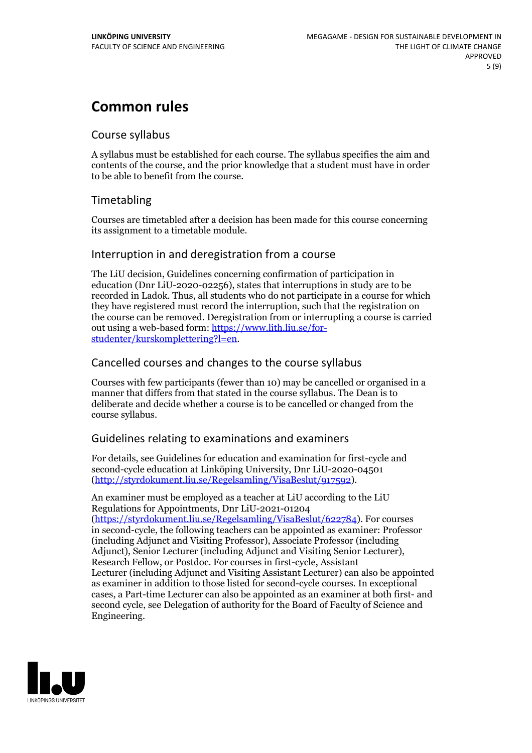# Common rules

## Course syllabus

A syllabus must be established for each course. The syllabus specifies the aim and contents of the course, and the prior knowledge that a student must have in order to be able to benefit from the course.

## Timetabling

Courses are timetabled after a decision has been made for this course concerning its assignment to a timetable module.

## Interruption in and deregistration from a course

The LiU decision, Guidelines concerning confirmation of participation in education (Dnr LiU-2020-02256), states that interruptions in study are to be recorded in Ladok. Thus, all students who do not participate in a course for which they have registered must record the interruption, such that the registration on the course can be removed. Deregistration from or interrupting a course is carried out using a web-based form: https://www.lith.liu.se/for-studenter/kurskomplettering?l=en.

## Cancelled courses and changes to the course syllabus

Courses with few participants (fewer than 10) may be cancelled or organised in a manner that differs from that stated in the course syllabus. The Dean is to deliberate and decide whether a course is to be cancelled or changed from the course syllabus.

## Guidelines relating to examinations and examiners

For details, see Guidelines for education and examination for first-cycle and second-cycle education at Linköping University, Dnr LiU-2020-04501 (http://styrdokument.liu.se/Regelsamling/VisaBeslut/917592).

An examiner must be employed as a teacher at LiU according to the LiU Regulations for Appointments, Dnr LiU-2021-01204 (https://styrdokument.liu.se/Regelsamling/VisaBeslut/622784). For courses in second-cycle, the following teachers can be appointed as examiner: Professor (including Adjunct and Visiting Professor), Associate Professor (including Adjunct), Senior Lecturer (including Adjunct and Visiting Senior Lecturer), Research Fellow, or Postdoc. For courses in first-cycle, Assistant Lecturer (including Adjunct and Visiting Assistant Lecturer) can also be appointed as examiner in addition to those listed for second-cycle courses. In exceptional cases, a Part-time Lecturer can also be appointed as an examiner at both first- and second cycle, see Delegation of authority for the Board of Faculty of Science and Engineering.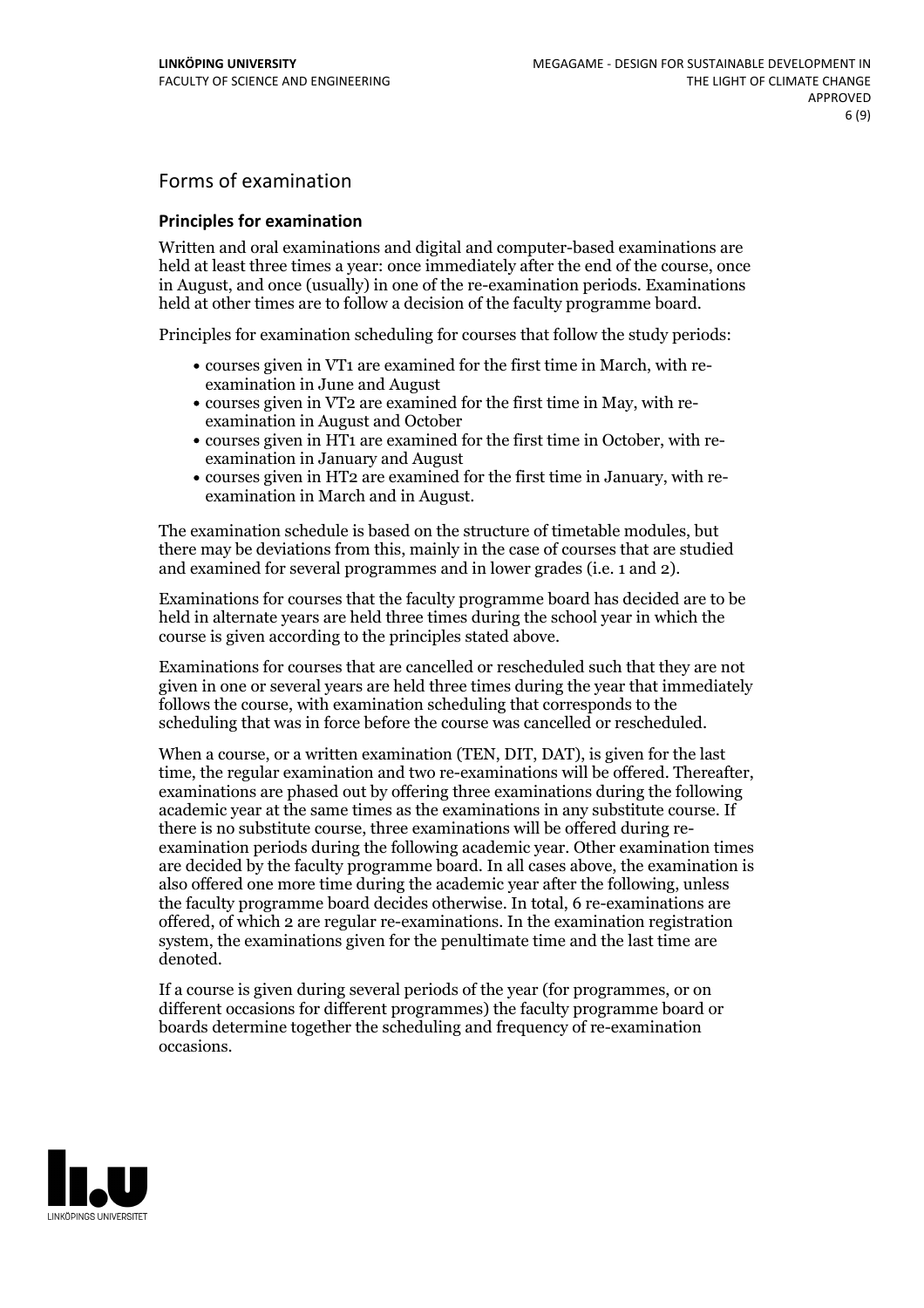## Forms of examination

### Principles for examination

Written and oral examinations and digital and computer-based examinations are held at least three times a year: once immediately after the end of the course, once in August, and once (usually) in one of the re-examination periods. Examinations held at other times are to follow a decision of the faculty programme board.

Principles for examination scheduling for courses that follow the study periods:

- courses given in VT1 are examined for the first time in March, with re-examination in June and August
- courses given in VT2 are examined for the first time in May, with re-examination in August and October
- courses given in HT1 are examined for the first time in October, with re-examination in January and August
- courses given in HT2 are examined for the first time in January, with re-examination in March and in August.

The examination schedule is based on the structure of timetable modules, but there may be deviations from this, mainly in the case of courses that are studied and examined for several programmes and in lower grades (i.e. 1 and 2).

Examinations for courses that the faculty programme board has decided are to be held in alternate years are held three times during the school year in which the course is given according to the principles stated above.

Examinations for courses that are cancelled or rescheduled such that they are not given in one or several years are held three times during the year that immediately follows the course, with examination scheduling that corresponds to the scheduling that was in force before the course was cancelled or rescheduled.

When a course, or a written examination (TEN, DIT, DAT), is given for the last time, the regular examination and two re-examinations will be offered. Thereafter, examinations are phased out by offering three examinations during the following academic year at the same times as the examinations in any substitute course. If there is no substitute course, three examinations will be offered during re-examination periods during the following academic year. Other examination times are decided by the faculty programme board. In all cases above, the examination is also offered one more time during the academic year after the following, unless the faculty programme board decides otherwise. In total, 6 re-examinations are offered, of which 2 are regular re-examinations. In the examination registration system, the examinations given for the penultimate time and the last time are denoted.

If a course is given during several periods of the year (for programmes, or on different occasions for different programmes) the faculty programme board or boards determine together the scheduling and frequency of re-examination occasions.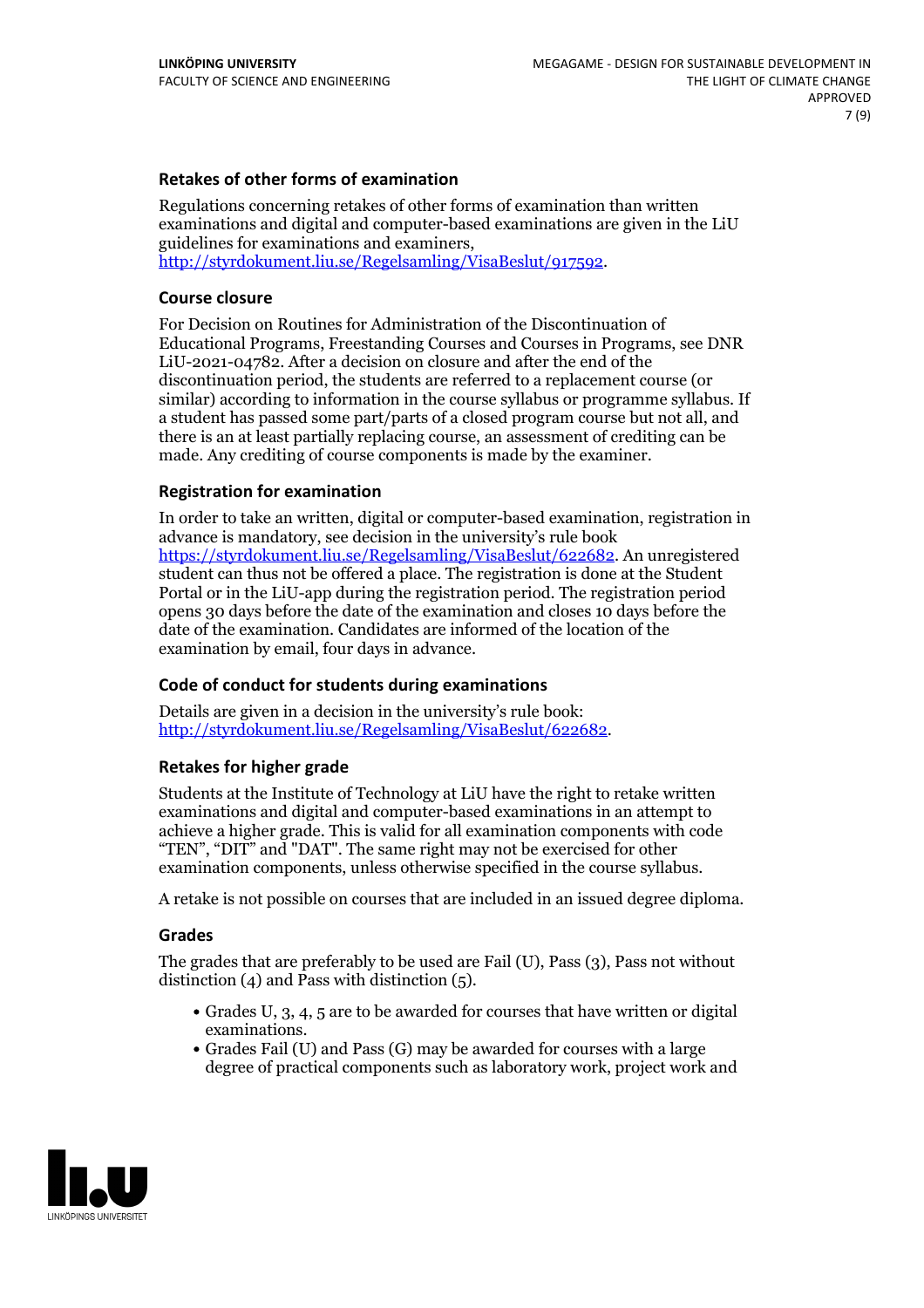### Retakes of other forms of examination

Regulations concerning retakes of other forms of examination than written examinations and digital and computer-based examinations are given in the LiU guidelines for examinations and examiners, http://styrdokument.liu.se/Regelsamling/VisaBeslut/917592.

### Course closure

For Decision on Routines for Administration of the Discontinuation of Educational Programs, Freestanding Courses and Courses in Programs, see DNR LiU-2021-04782. After a decision on closure and after the end of the discontinuation period, the students are referred to a replacement course (or similar) according to information in the course syllabus or programme syllabus. If a student has passed some part/parts of a closed program course but not all, and there is an at least partially replacing course, an assessment of crediting can be made. Any crediting of course components is made by the examiner.

### Registration for examination

In order to take an written, digital or computer-based examination, registration in advance is mandatory, see decision in the university's rule book https://styrdokument.liu.se/Regelsamling/VisaBeslut/622682. An unregistered student can thus not be offered a place. The registration is done at the Student Portal or in the LiU-app during the registration period. The registration period opens 30 days before the date of the examination and closes 10 days before the date of the examination. Candidates are informed of the location of the examination by email, four days in advance.

### Code of conduct for students during examinations

Details are given in a decision in the university's rule book: http://styrdokument.liu.se/Regelsamling/VisaBeslut/622682.

### Retakes for higher grade

Students at the Institute of Technology at LiU have the right to retake written examinations and digital and computer-based examinations in an attempt to achieve a higher grade. This is valid for all examination components with code "TEN", "DIT" and "DAT". The same right may not be exercised for other examination components, unless otherwise specified in the course syllabus.

A retake is not possible on courses that are included in an issued degree diploma.

### Grades

The grades that are preferably to be used are Fail (U), Pass (3), Pass not without distinction (4) and Pass with distinction (5).

- Grades U, 3, 4, 5 are to be awarded for courses that have written or digital examinations.
- Grades Fail (U) and Pass (G) may be awarded for courses with a large degree of practical components such as laboratory work, project work and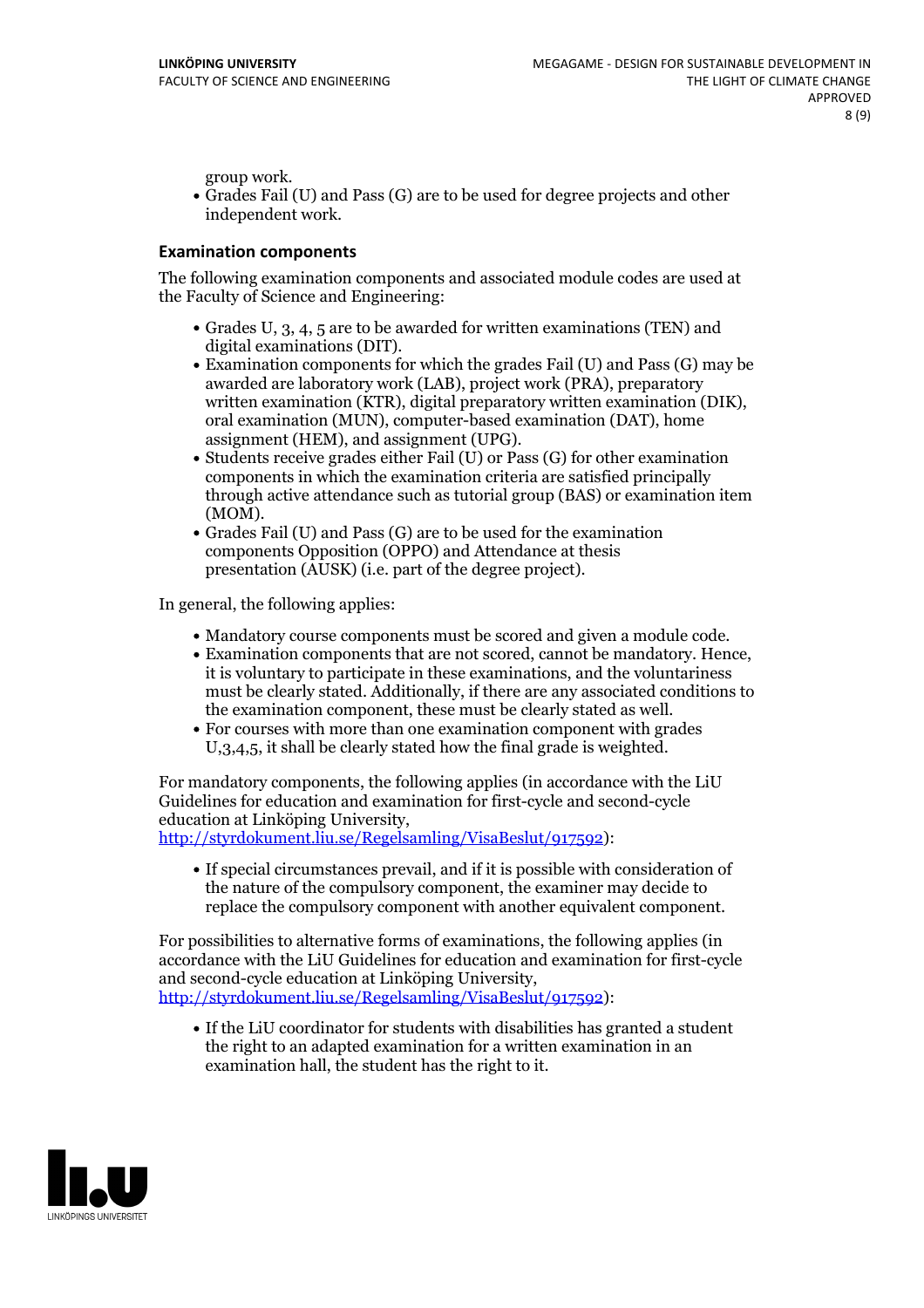group work.

- Grades Fail (U) and Pass (G) are to be used for degree projects and other independent work.

### Examination components

The following examination components and associated module codes are used at the Faculty of Science and Engineering:

- Grades U, 3, 4, 5 are to be awarded for written examinations (TEN) and digital examinations (DIT).
- Examination components for which the grades Fail (U) and Pass (G) may be awarded are laboratory work (LAB), project work (PRA), preparatory written examination (KTR), digital preparatory written examination (DIK), oral examination (MUN), computer-based examination (DAT), home assignment (HEM), and assignment (UPG).
- Students receive grades either Fail (U) or Pass (G) for other examination components in which the examination criteria are satisfied principally through active attendance such as tutorial group (BAS) or examination item (MOM).
- Grades Fail (U) and Pass (G) are to be used for the examination components Opposition (OPPO) and Attendance at thesis presentation (AUSK) (i.e. part of the degree project).

In general, the following applies:

- Mandatory course components must be scored and given a module code.
- Examination components that are not scored, cannot be mandatory. Hence, it is voluntary to participate in these examinations, and the voluntariness must be clearly stated. Additionally, if there are any associated conditions to the examination component, these must be clearly stated as well.
- For courses with more than one examination component with grades U,3,4,5, it shall be clearly stated how the final grade is weighted.

For mandatory components, the following applies (in accordance with the LiU Guidelines for education and examination for first-cycle and second-cycle education at Linköping University, http://styrdokument.liu.se/Regelsamling/VisaBeslut/917592):

- If special circumstances prevail, and if it is possible with consideration of the nature of the compulsory component, the examiner may decide to replace the compulsory component with another equivalent component.

For possibilities to alternative forms of examinations, the following applies (in accordance with the LiU Guidelines for education and examination for first-cycle and second-cycle education at Linköping University, http://styrdokument.liu.se/Regelsamling/VisaBeslut/917592):

- If the LiU coordinator for students with disabilities has granted a student the right to an adapted examination for a written examination in an examination hall, the student has the right to it.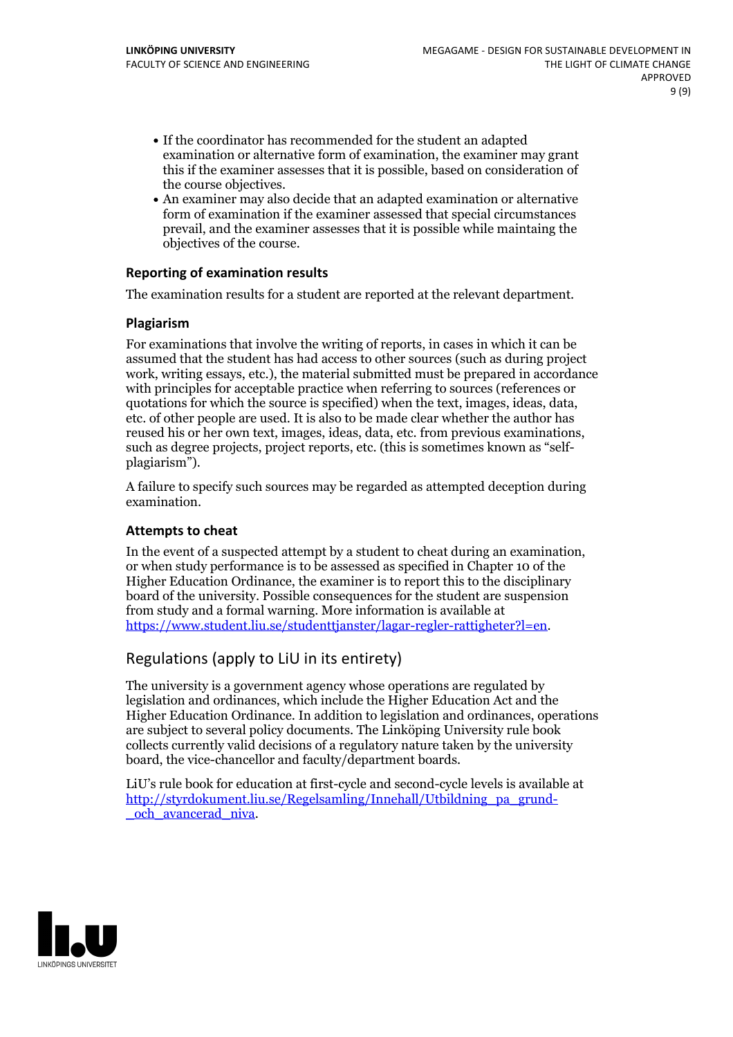- If the coordinator has recommended for the student an adapted examination or alternative form of examination, the examiner may grant this if the examiner assesses that it is possible, based on consideration of the course objectives.
- An examiner may also decide that an adapted examination or alternative form of examination if the examiner assessed that special circumstances prevail, and the examiner assesses that it is possible while maintaing the objectives of the course.

### Reporting of examination results

The examination results for a student are reported at the relevant department.

### Plagiarism

For examinations that involve the writing of reports, in cases in which it can be assumed that the student has had access to other sources (such as during project work, writing essays, etc.), the material submitted must be prepared in accordance with principles for acceptable practice when referring to sources (references or quotations for which the source is specified) when the text, images, ideas, data, etc. of other people are used. It is also to be made clear whether the author has reused his or her own text, images, ideas, data, etc. from previous examinations, such as degree projects, project reports, etc. (this is sometimes known as "self-plagiarism").

A failure to specify such sources may be regarded as attempted deception during examination.

### Attempts to cheat

In the event of a suspected attempt by a student to cheat during an examination, or when study performance is to be assessed as specified in Chapter 10 of the Higher Education Ordinance, the examiner is to report this to the disciplinary board of the university. Possible consequences for the student are suspension from study and a formal warning. More information is available at https://www.student.liu.se/studenttjanster/lagar-regler-rattigheter?l=en.

## Regulations (apply to LiU in its entirety)

The university is a government agency whose operations are regulated by legislation and ordinances, which include the Higher Education Act and the Higher Education Ordinance. In addition to legislation and ordinances, operations are subject to several policy documents. The Linköping University rule book collects currently valid decisions of a regulatory nature taken by the university board, the vice-chancellor and faculty/department boards.

LiU's rule book for education at first-cycle and second-cycle levels is available at http://styrdokument.liu.se/Regelsamling/Innehall/Utbildning_pa_grund-_och_avancerad_niva.